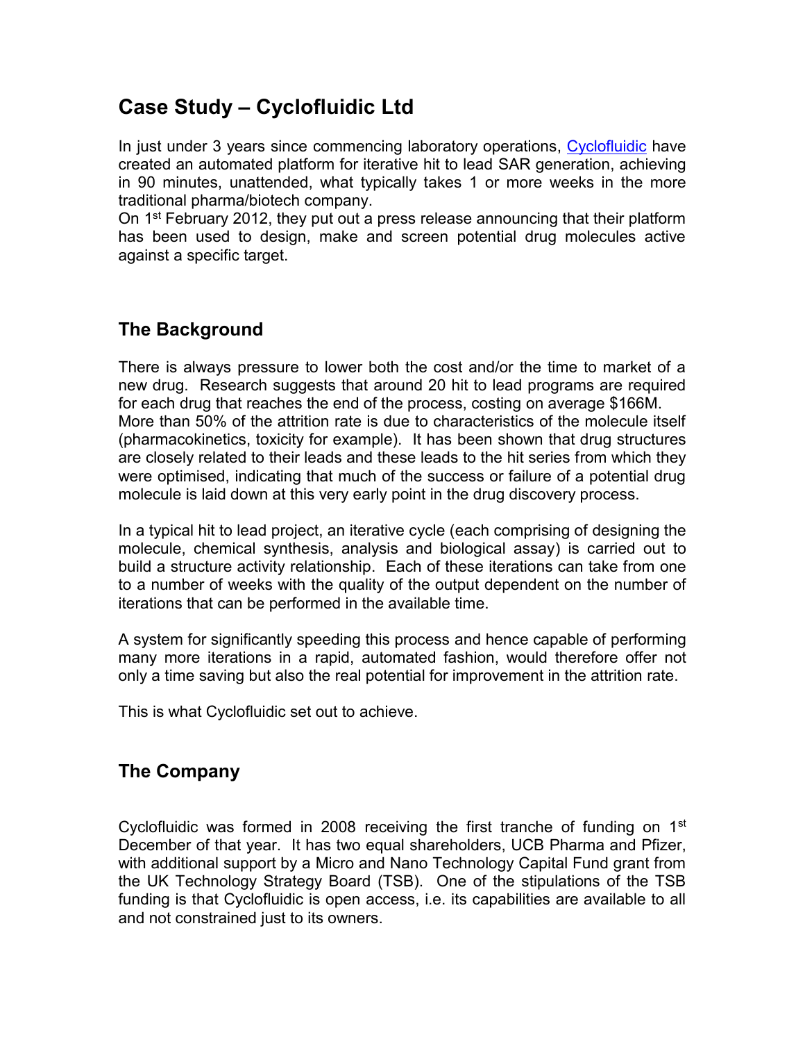# Case Study – Cyclofluidic Ltd

In just under 3 years since commencing laboratory operations, Cyclofluidic have created an automated platform for iterative hit to lead SAR generation, achieving in 90 minutes, unattended, what typically takes 1 or more weeks in the more traditional pharma/biotech company.
On 1st February 2012, they put out a press release announcing that their platform has been used to design, make and screen potential drug molecules active against a specific target.

## The Background

There is always pressure to lower both the cost and/or the time to market of a new drug. Research suggests that around 20 hit to lead programs are required for each drug that reaches the end of the process, costing on average $166M.
More than 50% of the attrition rate is due to characteristics of the molecule itself (pharmacokinetics, toxicity for example). It has been shown that drug structures are closely related to their leads and these leads to the hit series from which they were optimised, indicating that much of the success or failure of a potential drug molecule is laid down at this very early point in the drug discovery process.

In a typical hit to lead project, an iterative cycle (each comprising of designing the molecule, chemical synthesis, analysis and biological assay) is carried out to build a structure activity relationship. Each of these iterations can take from one to a number of weeks with the quality of the output dependent on the number of iterations that can be performed in the available time.

A system for significantly speeding this process and hence capable of performing many more iterations in a rapid, automated fashion, would therefore offer not only a time saving but also the real potential for improvement in the attrition rate.

This is what Cyclofluidic set out to achieve.

## The Company

Cyclofluidic was formed in 2008 receiving the first tranche of funding on 1st December of that year. It has two equal shareholders, UCB Pharma and Pfizer, with additional support by a Micro and Nano Technology Capital Fund grant from the UK Technology Strategy Board (TSB). One of the stipulations of the TSB funding is that Cyclofluidic is open access, i.e. its capabilities are available to all and not constrained just to its owners.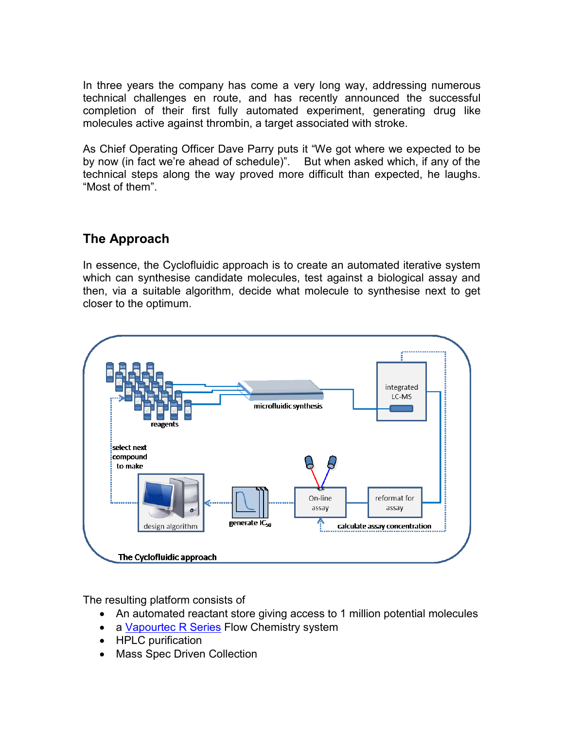In three years the company has come a very long way, addressing numerous technical challenges en route, and has recently announced the successful completion of their first fully automated experiment, generating drug like molecules active against thrombin, a target associated with stroke.

As Chief Operating Officer Dave Parry puts it "We got where we expected to be by now (in fact we're ahead of schedule)". But when asked which, if any of the technical steps along the way proved more difficult than expected, he laughs. "Most of them".

## The Approach

In essence, the Cyclofluidic approach is to create an automated iterative system which can synthesise candidate molecules, test against a biological assay and then, via a suitable algorithm, decide what molecule to synthesise next to get closer to the optimum.

The Cyclofluidic approach

The resulting platform consists of

- An automated reactant store giving access to 1 million potential molecules
- a Vapourtec R Series Flow Chemistry system
- HPLC purification
- Mass Spec Driven Collection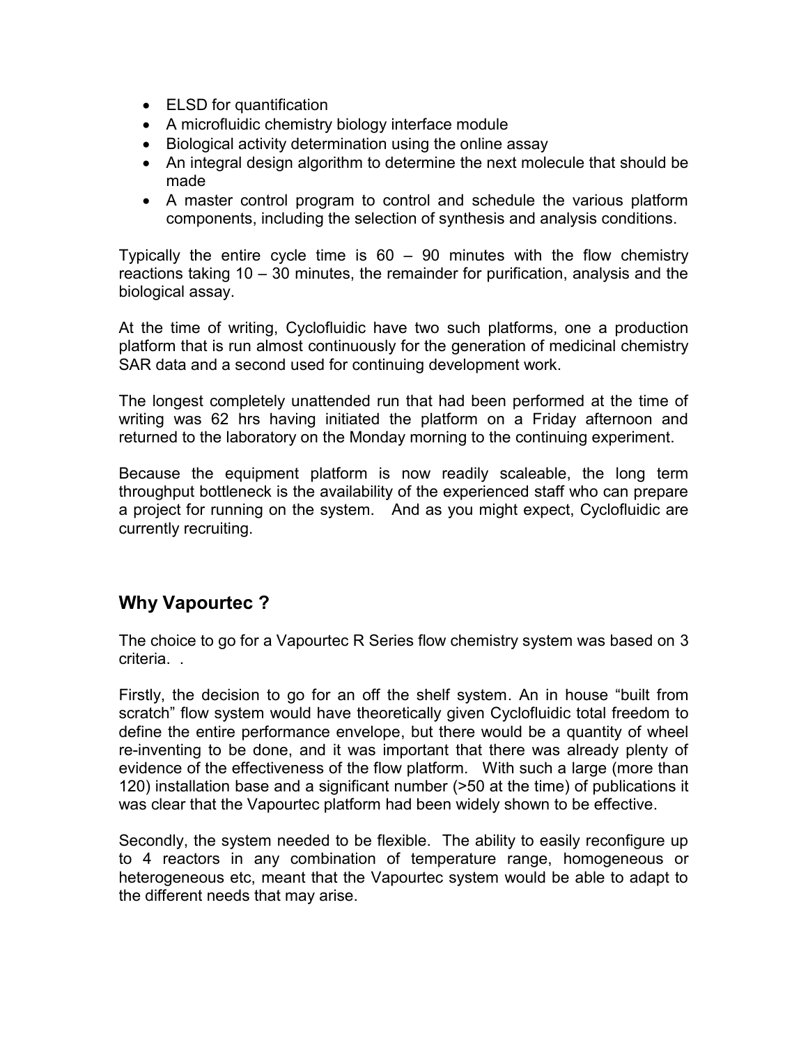- ELSD for quantification
- A microfluidic chemistry biology interface module
- Biological activity determination using the online assay
- An integral design algorithm to determine the next molecule that should be made
- A master control program to control and schedule the various platform components, including the selection of synthesis and analysis conditions.

Typically the entire cycle time is 60 – 90 minutes with the flow chemistry reactions taking 10 – 30 minutes, the remainder for purification, analysis and the biological assay.

At the time of writing, Cyclofluidic have two such platforms, one a production platform that is run almost continuously for the generation of medicinal chemistry SAR data and a second used for continuing development work.

The longest completely unattended run that had been performed at the time of writing was 62 hrs having initiated the platform on a Friday afternoon and returned to the laboratory on the Monday morning to the continuing experiment.

Because the equipment platform is now readily scaleable, the long term throughput bottleneck is the availability of the experienced staff who can prepare a project for running on the system. And as you might expect, Cyclofluidic are currently recruiting.

## Why Vapourtec ?

The choice to go for a Vapourtec R Series flow chemistry system was based on 3 criteria. .

Firstly, the decision to go for an off the shelf system. An in house "built from scratch" flow system would have theoretically given Cyclofluidic total freedom to define the entire performance envelope, but there would be a quantity of wheel re-inventing to be done, and it was important that there was already plenty of evidence of the effectiveness of the flow platform. With such a large (more than 120) installation base and a significant number (>50 at the time) of publications it was clear that the Vapourtec platform had been widely shown to be effective.

Secondly, the system needed to be flexible. The ability to easily reconfigure up to 4 reactors in any combination of temperature range, homogeneous or heterogeneous etc, meant that the Vapourtec system would be able to adapt to the different needs that may arise.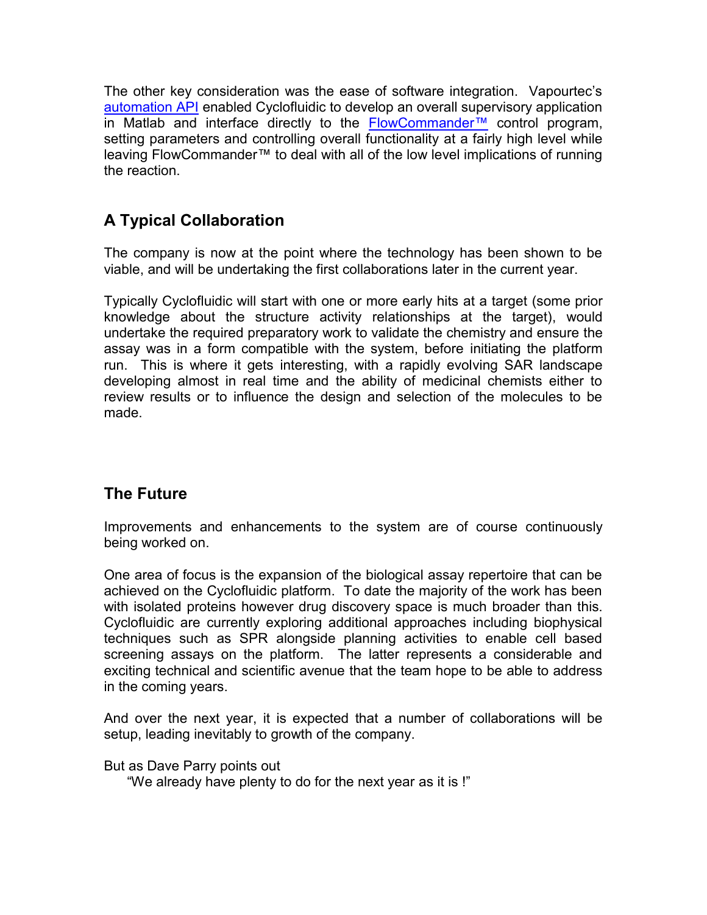The other key consideration was the ease of software integration. Vapourtec's automation API enabled Cyclofluidic to develop an overall supervisory application in Matlab and interface directly to the FlowCommander™ control program, setting parameters and controlling overall functionality at a fairly high level while leaving FlowCommander™ to deal with all of the low level implications of running the reaction.

## A Typical Collaboration

The company is now at the point where the technology has been shown to be viable, and will be undertaking the first collaborations later in the current year.

Typically Cyclofluidic will start with one or more early hits at a target (some prior knowledge about the structure activity relationships at the target), would undertake the required preparatory work to validate the chemistry and ensure the assay was in a form compatible with the system, before initiating the platform run. This is where it gets interesting, with a rapidly evolving SAR landscape developing almost in real time and the ability of medicinal chemists either to review results or to influence the design and selection of the molecules to be made.

## The Future

Improvements and enhancements to the system are of course continuously being worked on.

One area of focus is the expansion of the biological assay repertoire that can be achieved on the Cyclofluidic platform. To date the majority of the work has been with isolated proteins however drug discovery space is much broader than this. Cyclofluidic are currently exploring additional approaches including biophysical techniques such as SPR alongside planning activities to enable cell based screening assays on the platform. The latter represents a considerable and exciting technical and scientific avenue that the team hope to be able to address in the coming years.

And over the next year, it is expected that a number of collaborations will be setup, leading inevitably to growth of the company.

But as Dave Parry points out

> "We already have plenty to do for the next year as it is !"